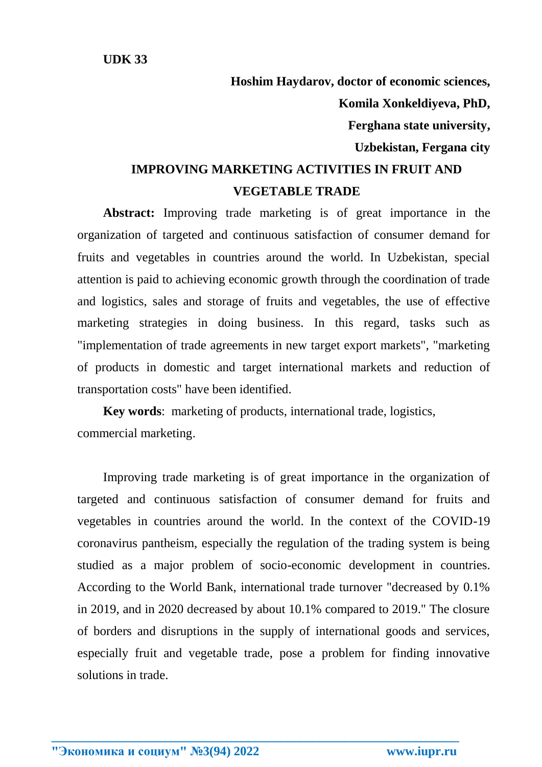**UDK 33**

**Hoshim Haydarov, doctor of economic sciences,**

**Komila Xonkeldiyeva, PhD,**

**Ferghana state university,**

**Uzbekistan, Fergana city**

# IMPROVING MARKETING ACTIVITIES IN FRUIT AND VEGETABLE TRADE

**Abstract:** Improving trade marketing is of great importance in the organization of targeted and continuous satisfaction of consumer demand for fruits and vegetables in countries around the world. In Uzbekistan, special attention is paid to achieving economic growth through the coordination of trade and logistics, sales and storage of fruits and vegetables, the use of effective marketing strategies in doing business. In this regard, tasks such as "implementation of trade agreements in new target export markets", "marketing of products in domestic and target international markets and reduction of transportation costs" have been identified.

**Key words**: marketing of products, international trade, logistics, commercial marketing.

Improving trade marketing is of great importance in the organization of targeted and continuous satisfaction of consumer demand for fruits and vegetables in countries around the world. In the context of the COVID-19 coronavirus pantheism, especially the regulation of the trading system is being studied as a major problem of socio-economic development in countries. According to the World Bank, international trade turnover "decreased by 0.1% in 2019, and in 2020 decreased by about 10.1% compared to 2019." The closure of borders and disruptions in the supply of international goods and services, especially fruit and vegetable trade, pose a problem for finding innovative solutions in trade.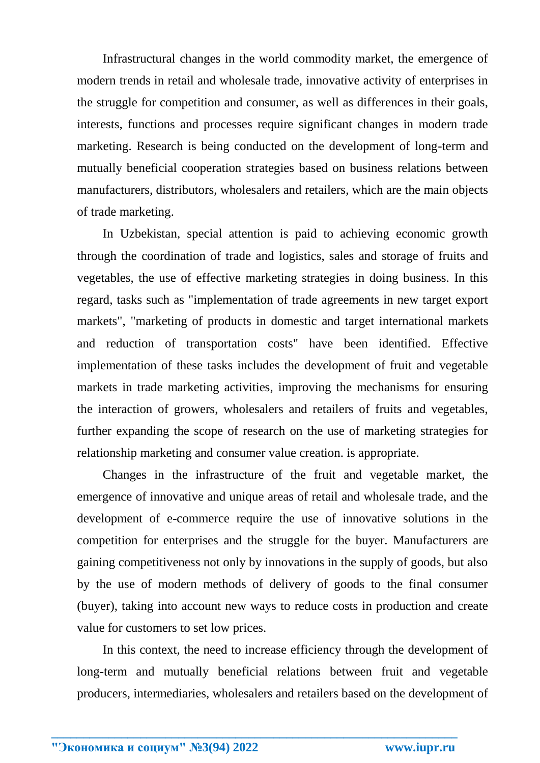Infrastructural changes in the world commodity market, the emergence of modern trends in retail and wholesale trade, innovative activity of enterprises in the struggle for competition and consumer, as well as differences in their goals, interests, functions and processes require significant changes in modern trade marketing. Research is being conducted on the development of long-term and mutually beneficial cooperation strategies based on business relations between manufacturers, distributors, wholesalers and retailers, which are the main objects of trade marketing.

In Uzbekistan, special attention is paid to achieving economic growth through the coordination of trade and logistics, sales and storage of fruits and vegetables, the use of effective marketing strategies in doing business. In this regard, tasks such as "implementation of trade agreements in new target export markets", "marketing of products in domestic and target international markets and reduction of transportation costs" have been identified. Effective implementation of these tasks includes the development of fruit and vegetable markets in trade marketing activities, improving the mechanisms for ensuring the interaction of growers, wholesalers and retailers of fruits and vegetables, further expanding the scope of research on the use of marketing strategies for relationship marketing and consumer value creation. is appropriate.

Changes in the infrastructure of the fruit and vegetable market, the emergence of innovative and unique areas of retail and wholesale trade, and the development of e-commerce require the use of innovative solutions in the competition for enterprises and the struggle for the buyer. Manufacturers are gaining competitiveness not only by innovations in the supply of goods, but also by the use of modern methods of delivery of goods to the final consumer (buyer), taking into account new ways to reduce costs in production and create value for customers to set low prices.

In this context, the need to increase efficiency through the development of long-term and mutually beneficial relations between fruit and vegetable producers, intermediaries, wholesalers and retailers based on the development of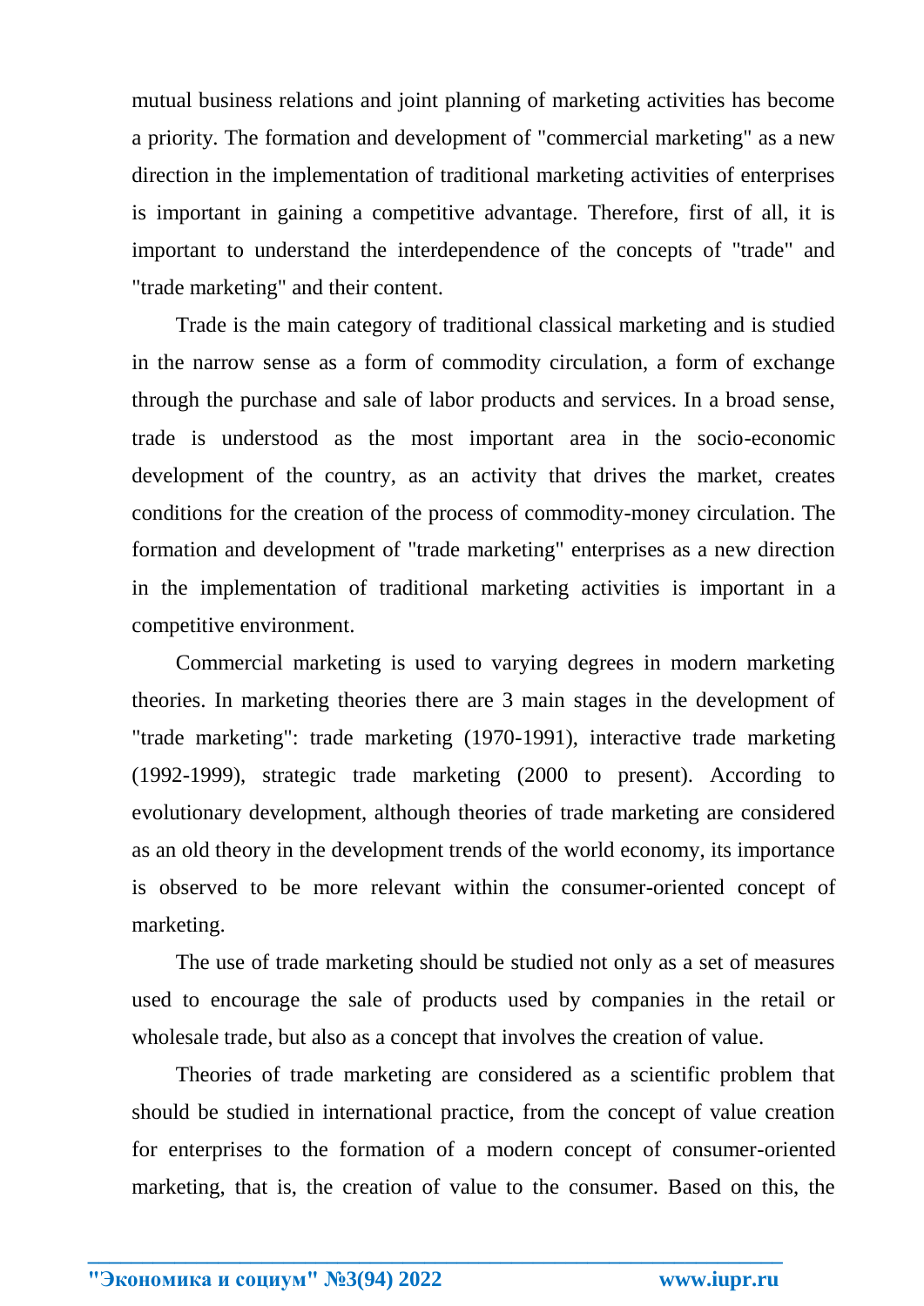mutual business relations and joint planning of marketing activities has become a priority. The formation and development of "commercial marketing" as a new direction in the implementation of traditional marketing activities of enterprises is important in gaining a competitive advantage. Therefore, first of all, it is important to understand the interdependence of the concepts of "trade" and "trade marketing" and their content.

Trade is the main category of traditional classical marketing and is studied in the narrow sense as a form of commodity circulation, a form of exchange through the purchase and sale of labor products and services. In a broad sense, trade is understood as the most important area in the socio-economic development of the country, as an activity that drives the market, creates conditions for the creation of the process of commodity-money circulation. The formation and development of "trade marketing" enterprises as a new direction in the implementation of traditional marketing activities is important in a competitive environment.

Commercial marketing is used to varying degrees in modern marketing theories. In marketing theories there are 3 main stages in the development of "trade marketing": trade marketing (1970-1991), interactive trade marketing (1992-1999), strategic trade marketing (2000 to present). According to evolutionary development, although theories of trade marketing are considered as an old theory in the development trends of the world economy, its importance is observed to be more relevant within the consumer-oriented concept of marketing.

The use of trade marketing should be studied not only as a set of measures used to encourage the sale of products used by companies in the retail or wholesale trade, but also as a concept that involves the creation of value.

Theories of trade marketing are considered as a scientific problem that should be studied in international practice, from the concept of value creation for enterprises to the formation of a modern concept of consumer-oriented marketing, that is, the creation of value to the consumer. Based on this, the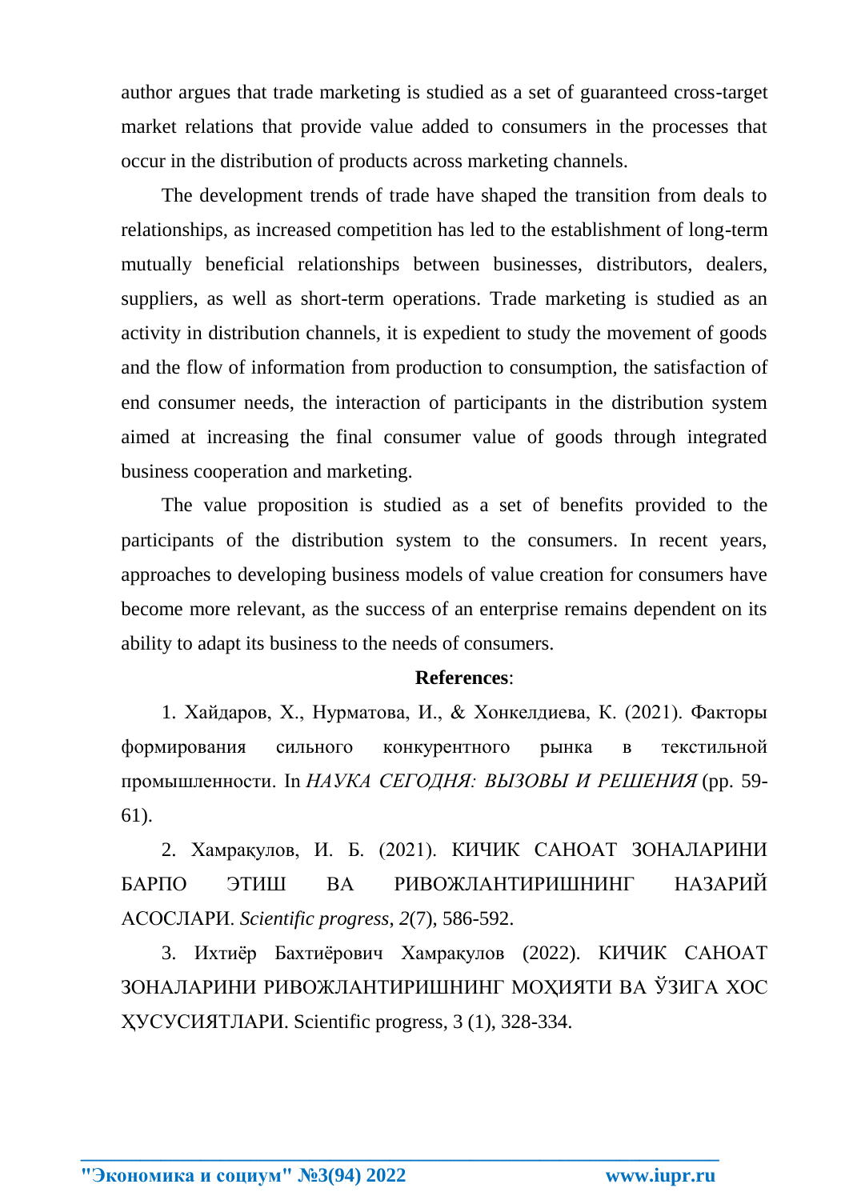author argues that trade marketing is studied as a set of guaranteed cross-target market relations that provide value added to consumers in the processes that occur in the distribution of products across marketing channels.

The development trends of trade have shaped the transition from deals to relationships, as increased competition has led to the establishment of long-term mutually beneficial relationships between businesses, distributors, dealers, suppliers, as well as short-term operations. Trade marketing is studied as an activity in distribution channels, it is expedient to study the movement of goods and the flow of information from production to consumption, the satisfaction of end consumer needs, the interaction of participants in the distribution system aimed at increasing the final consumer value of goods through integrated business cooperation and marketing.

The value proposition is studied as a set of benefits provided to the participants of the distribution system to the consumers. In recent years, approaches to developing business models of value creation for consumers have become more relevant, as the success of an enterprise remains dependent on its ability to adapt its business to the needs of consumers.

**References**:

1. Хайдаров, Х., Нурматова, И., & Хонкелдиева, К. (2021). Факторы формирования сильного конкурентного рынка в текстильной промышленности. In *НАУКА СЕГОДНЯ: ВЫЗОВЫ И РЕШЕНИЯ* (pp. 59-61).

2. Хамрақулов, И. Б. (2021). КИЧИК САНОАТ ЗОНАЛАРИНИ БАРПО ЭТИШ ВА РИВОЖЛАНТИРИШНИНГ НАЗАРИЙ АСОСЛАРИ. *Scientific progress*, *2*(7), 586-592.

3. Ихтиёр Бахтиёрович Хамрақулов (2022). КИЧИК САНОАТ ЗОНАЛАРИНИ РИВОЖЛАНТИРИШНИНГ МОҲИЯТИ ВА ЎЗИГА ХОС ҲУСУСИЯТЛАРИ. Scientific progress, 3 (1), 328-334.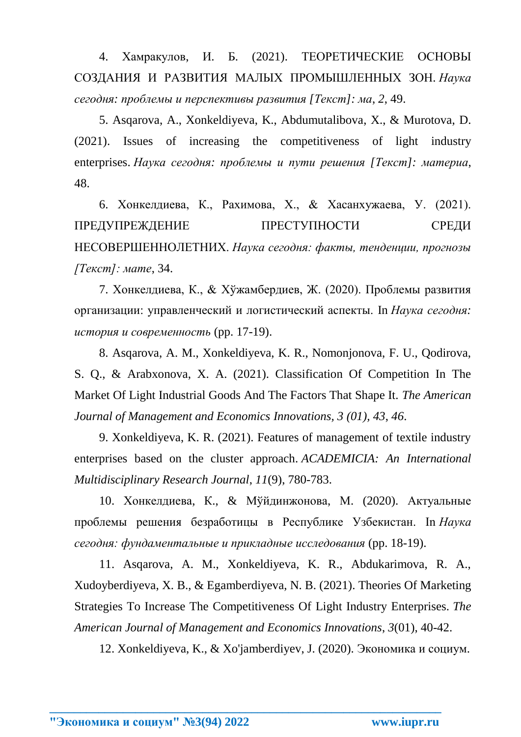4. Хамракулов, И. Б. (2021). ТЕОРЕТИЧЕСКИЕ ОСНОВЫ СОЗДАНИЯ И РАЗВИТИЯ МАЛЫХ ПРОМЫШЛЕННЫХ ЗОН. *Наука сегодня: проблемы и перспективы развития [Текст]: ма*, *2*, 49.

5. Asqarova, A., Xonkeldiyeva, K., Abdumutalibova, X., & Murotova, D. (2021). Issues of increasing the competitiveness of light industry enterprises. *Наука сегодня: проблемы и пути решения [Текст]: материа*, 48.

6. Хонкелдиева, К., Рахимова, Х., & Хасанхужаева, У. (2021). ПРЕДУПРЕЖДЕНИЕ ПРЕСТУПНОСТИ СРЕДИ НЕСОВЕРШЕННОЛЕТНИХ. *Наука сегодня: факты, тенденции, прогнозы [Текст]: мате*, 34.

7. Хонкелдиева, К., & Хўжамбердиев, Ж. (2020). Проблемы развития организации: управленческий и логистический аспекты. In *Наука сегодня: история и современность* (pp. 17-19).

8. Asqarova, A. M., Xonkeldiyeva, K. R., Nomonjonova, F. U., Qodirova, S. Q., & Arabxonova, X. A. (2021). Classification Of Competition In The Market Of Light Industrial Goods And The Factors That Shape It. *The American Journal of Management and Economics Innovations, 3 (01), 43, 46*.

9. Xonkeldiyeva, K. R. (2021). Features of management of textile industry enterprises based on the cluster approach. *ACADEMICIA: An International Multidisciplinary Research Journal*, *11*(9), 780-783.

10. Хонкелдиева, К., & Мўйдинжонова, М. (2020). Актуальные проблемы решения безработицы в Республике Узбекистан. In *Наука сегодня: фундаментальные и прикладные исследования* (pp. 18-19).

11. Asqarova, A. M., Xonkeldiyeva, K. R., Abdukarimova, R. A., Xudoyberdiyeva, X. B., & Egamberdiyeva, N. B. (2021). Theories Of Marketing Strategies To Increase The Competitiveness Of Light Industry Enterprises. *The American Journal of Management and Economics Innovations*, *3*(01), 40-42.

12. Xonkeldiyeva, K., & Xo'jamberdiyev, J. (2020). Экономика и социум.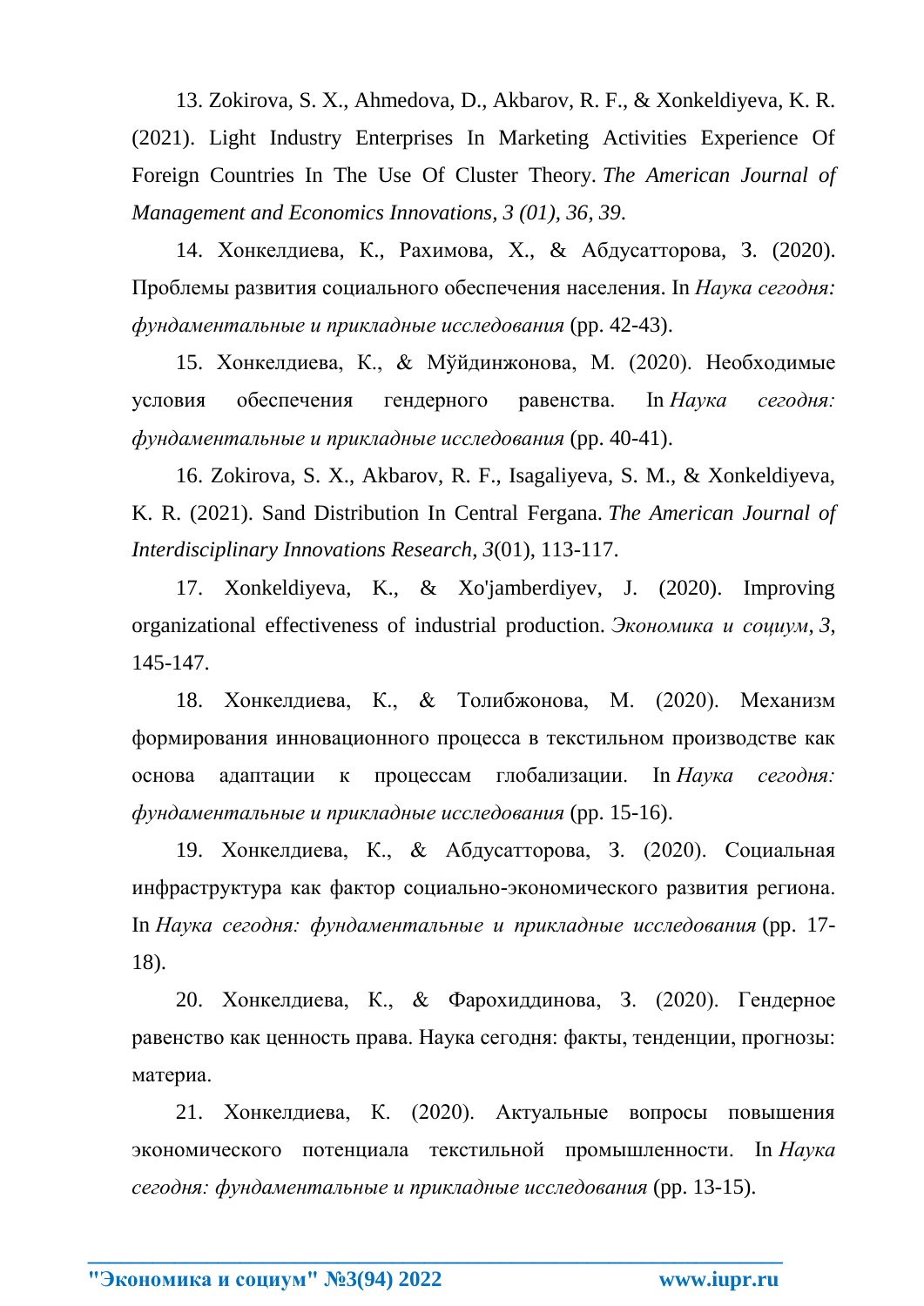13. Zokirova, S. X., Ahmedova, D., Akbarov, R. F., & Xonkeldiyeva, K. R. (2021). Light Industry Enterprises In Marketing Activities Experience Of Foreign Countries In The Use Of Cluster Theory. *The American Journal of Management and Economics Innovations, 3 (01), 36, 39*.

14. Хонкелдиева, К., Рахимова, Х., & Абдусатторова, З. (2020). Проблемы развития социального обеспечения населения. In *Наука сегодня: фундаментальные и прикладные исследования* (pp. 42-43).

15. Хонкелдиева, К., & Мўйдинжонова, М. (2020). Необходимые условия обеспечения гендерного равенства. In *Наука сегодня: фундаментальные и прикладные исследования* (pp. 40-41).

16. Zokirova, S. X., Akbarov, R. F., Isagaliyeva, S. M., & Xonkeldiyeva, K. R. (2021). Sand Distribution In Central Fergana. *The American Journal of Interdisciplinary Innovations Research*, *3*(01), 113-117.

17. Xonkeldiyeva, K., & Xo'jamberdiyev, J. (2020). Improving organizational effectiveness of industrial production. *Экономика и социум*, *3*, 145-147.

18. Хонкелдиева, К., & Толибжонова, М. (2020). Механизм формирования инновационного процесса в текстильном производстве как основа адаптации к процессам глобализации. In *Наука сегодня: фундаментальные и прикладные исследования* (pp. 15-16).

19. Хонкелдиева, К., & Абдусатторова, З. (2020). Социальная инфраструктура как фактор социально-экономического развития региона. In *Наука сегодня: фундаментальные и прикладные исследования* (pp. 17-18).

20. Хонкелдиева, К., & Фарохиддинова, З. (2020). Гендерное равенство как ценность права. Наука сегодня: факты, тенденции, прогнозы: материа.

21. Хонкелдиева, К. (2020). Актуальные вопросы повышения экономического потенциала текстильной промышленности. In *Наука сегодня: фундаментальные и прикладные исследования* (pp. 13-15).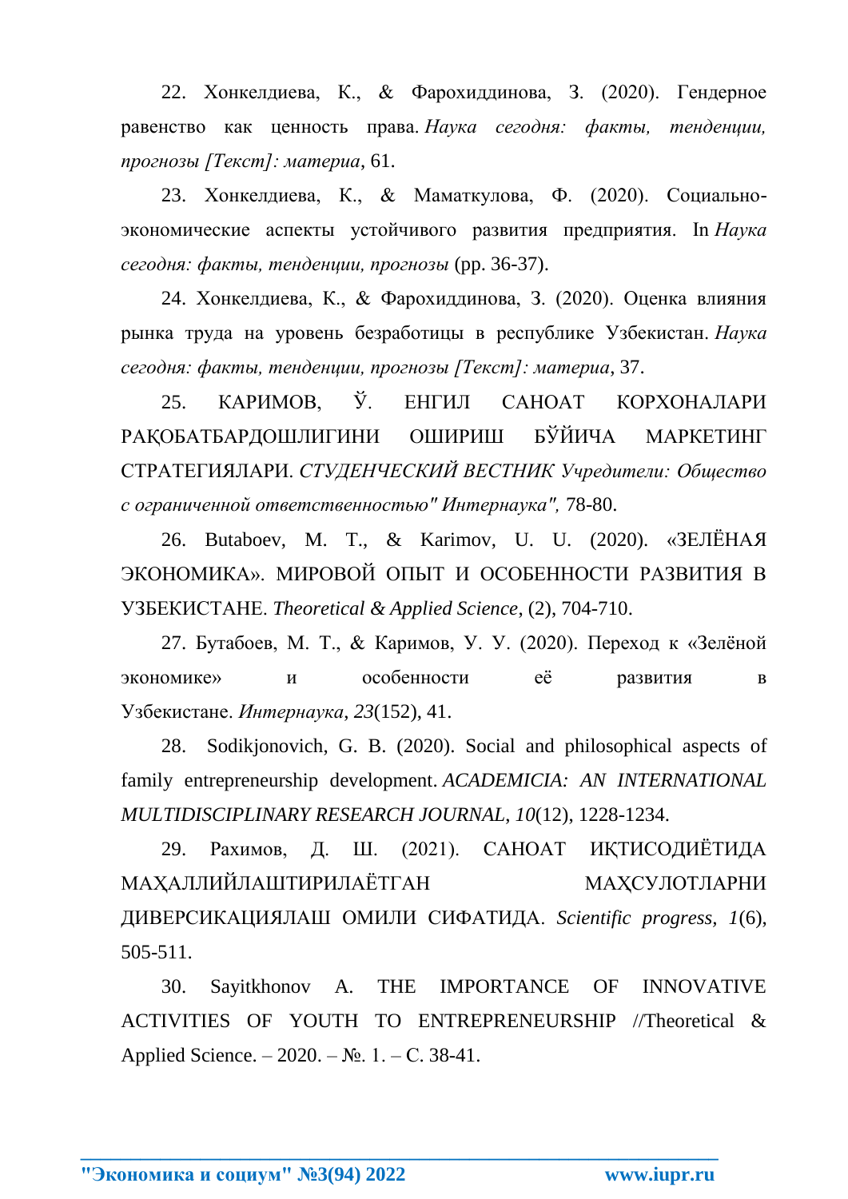22. Хонкелдиева, К., & Фарохиддинова, З. (2020). Гендерное равенство как ценность права. *Наука сегодня: факты, тенденции, прогнозы [Текст]: материа*, 61.

23. Хонкелдиева, К., & Маматкулова, Ф. (2020). Социально-экономические аспекты устойчивого развития предприятия. In *Наука сегодня: факты, тенденции, прогнозы* (pp. 36-37).

24. Хонкелдиева, К., & Фарохиддинова, З. (2020). Оценка влияния рынка труда на уровень безработицы в республике Узбекистан. *Наука сегодня: факты, тенденции, прогнозы [Текст]: материа*, 37.

25. КАРИМОВ, Ў. ЕНГИЛ САНОАТ КОРХОНАЛАРИ РАҚОБАТБАРДОШЛИГИНИ ОШИРИШ БЎЙИЧА МАРКЕТИНГ СТРАТЕГИЯЛАРИ. *СТУДЕНЧЕСКИЙ ВЕСТНИК Учредители: Общество с ограниченной ответственностью" Интернаука",* 78-80.

26. Butaboev, M. T., & Karimov, U. U. (2020). «ЗЕЛЁНАЯ ЭКОНОМИКА». МИРОВОЙ ОПЫТ И ОСОБЕННОСТИ РАЗВИТИЯ В УЗБЕКИСТАНЕ. *Theoretical & Applied Science*, (2), 704-710.

27. Бутабоев, М. Т., & Каримов, У. У. (2020). Переход к «Зелёной экономике» и особенности её развития в Узбекистане. *Интернаука*, *23*(152), 41.

28. Sodikjonovich, G. B. (2020). Social and philosophical aspects of family entrepreneurship development. *ACADEMICIA: AN INTERNATIONAL MULTIDISCIPLINARY RESEARCH JOURNAL*, *10*(12), 1228-1234.

29. Рахимов, Д. Ш. (2021). САНОАТ ИҚТИСОДИЁТИДА МАҲАЛЛИЙЛАШТИРИЛАЁТГАН МАҲСУЛОТЛАРНИ ДИВЕРСИКАЦИЯЛАШ ОМИЛИ СИФАТИДА. *Scientific progress, 1*(6), 505-511.

30. Sayitkhonov A. THE IMPORTANCE OF INNOVATIVE ACTIVITIES OF YOUTH TO ENTREPRENEURSHIP //Theoretical & Applied Science. – 2020. – №. 1. – С. 38-41.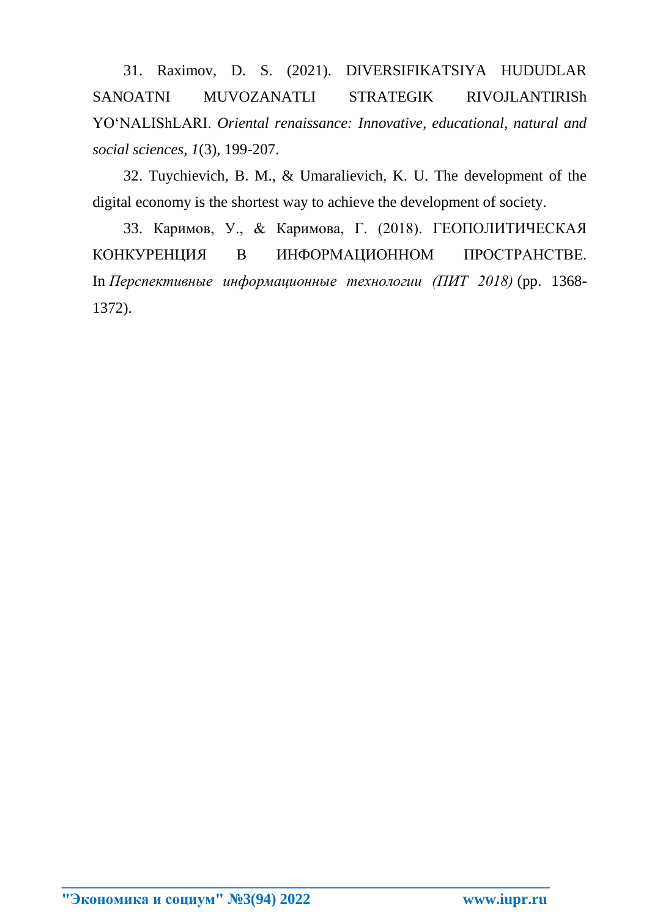31. Raximov, D. S. (2021). DIVERSIFIKATSIYA HUDUDLAR SANOATNI MUVOZANATLI STRATEGIK RIVOJLANTIRISh YO'NALIShLARI. *Oriental renaissance: Innovative, educational, natural and social sciences*, *1*(3), 199-207.

32. Tuychievich, B. M., & Umaralievich, K. U. The development of the digital economy is the shortest way to achieve the development of society.

33. Каримов, У., & Каримова, Г. (2018). ГЕОПОЛИТИЧЕСКАЯ КОНКУРЕНЦИЯ В ИНФОРМАЦИОННОМ ПРОСТРАНСТВЕ. In *Перспективные информационные технологии (ПИТ 2018)* (pp. 1368-1372).